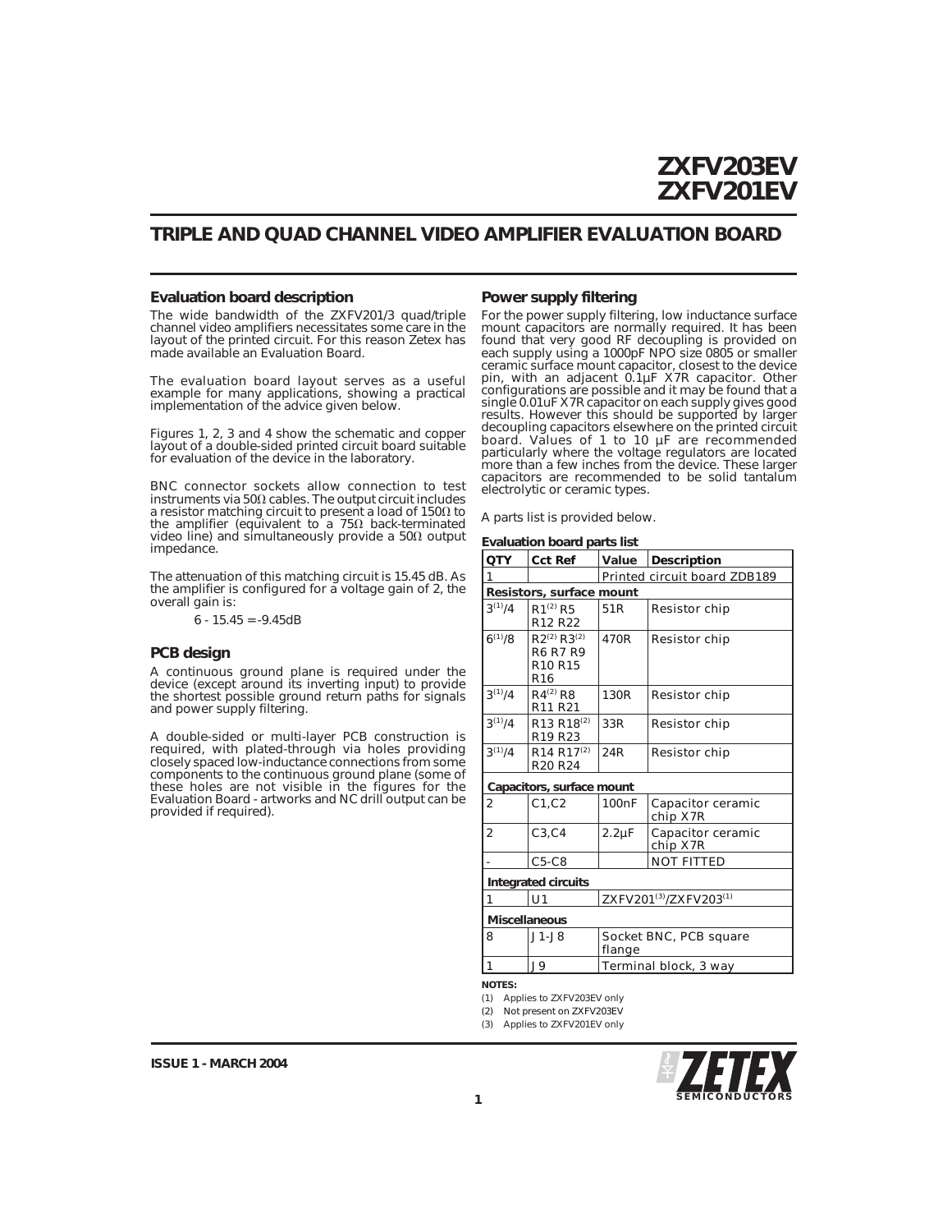# ZXFV203EV
# ZXFV201EV

## TRIPLE AND QUAD CHANNEL VIDEO AMPLIFIER EVALUATION BOARD

### Evaluation board description

The wide bandwidth of the ZXFV201/3 quad/triple channel video amplifiers necessitates some care in the layout of the printed circuit. For this reason Zetex has made available an Evaluation Board.

The evaluation board layout serves as a useful example for many applications, showing a practical implementation of the advice given below.

Figures 1, 2, 3 and 4 show the schematic and copper layout of a double-sided printed circuit board suitable for evaluation of the device in the laboratory.

BNC connector sockets allow connection to test instruments via 50Ω cables. The output circuit includes a resistor matching circuit to present a load of 150Ω to the amplifier (equivalent to a 75Ω back-terminated video line) and simultaneously provide a 50Ω output impedance.

The attenuation of this matching circuit is 15.45 dB. As the amplifier is configured for a voltage gain of 2, the overall gain is:

$$6 - 15.45 = -9.45\text{dB}$$

### PCB design

A continuous ground plane is required under the device (except around its inverting input) to provide the shortest possible ground return paths for signals and power supply filtering.

A double-sided or multi-layer PCB construction is required, with plated-through via holes providing closely spaced low-inductance connections from some components to the continuous ground plane (some of these holes are not visible in the figures for the Evaluation Board - artworks and NC drill output can be provided if required).

### Power supply filtering

For the power supply filtering, low inductance surface mount capacitors are normally required. It has been found that very good RF decoupling is provided on each supply using a 1000pF NPO size 0805 or smaller ceramic surface mount capacitor, closest to the device pin, with an adjacent 0.1µF X7R capacitor. Other configurations are possible and it may be found that a single 0.01uF X7R capacitor on each supply gives good results. However this should be supported by larger decoupling capacitors elsewhere on the printed circuit board. Values of 1 to 10 µF are recommended particularly where the voltage regulators are located more than a few inches from the device. These larger capacitors are recommended to be solid tantalum electrolytic or ceramic types.

A parts list is provided below.

**Evaluation board parts list**

| QTY | Cct Ref | Value | Description |
|---|---|---|---|
| 1 | | Printed circuit board ZDB189 | |
| **Resistors, surface mount** | | | |
| 3[(1)]/4 | R1[(2)] R5 R12 R22 | 51R | Resistor chip |
| 6[(1)]/8 | R2[(2)] R3[(2)] R6 R7 R9 R10 R15 R16 | 470R | Resistor chip |
| 3[(1)]/4 | R4[(2)] R8 R11 R21 | 130R | Resistor chip |
| 3[(1)]/4 | R13 R18[(2)] R19 R23 | 33R | Resistor chip |
| 3[(1)]/4 | R14 R17[(2)] R20 R24 | 24R | Resistor chip |
| **Capacitors, surface mount** | | | |
| 2 | C1,C2 | 100nF | Capacitor ceramic chip X7R |
| 2 | C3,C4 | 2.2µF | Capacitor ceramic chip X7R |
| - | C5-C8 | | NOT FITTED |
| **Integrated circuits** | | | |
| 1 | U1 | ZXFV201[(3)]/ZXFV203[(1)] | |
| **Miscellaneous** | | | |
| 8 | J1-J8 | Socket BNC, PCB square flange | |
| 1 | J9 | Terminal block, 3 way | |

**NOTES:**

(1) Applies to ZXFV203EV only

(2) Not present on ZXFV203EV

(3) Applies to ZXFV201EV only

ISSUE 1 - MARCH 2004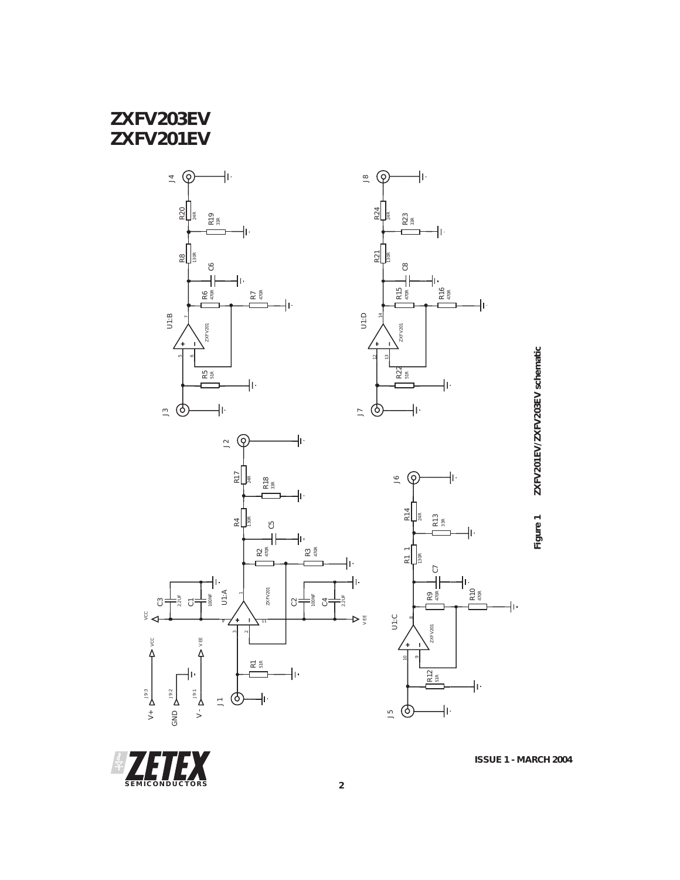# ZXFV203EV
# ZXFV201EV

**Figure 1 ZXFV201EV/ZXFV203EV schematic**

**ISSUE 1 - MARCH 2004**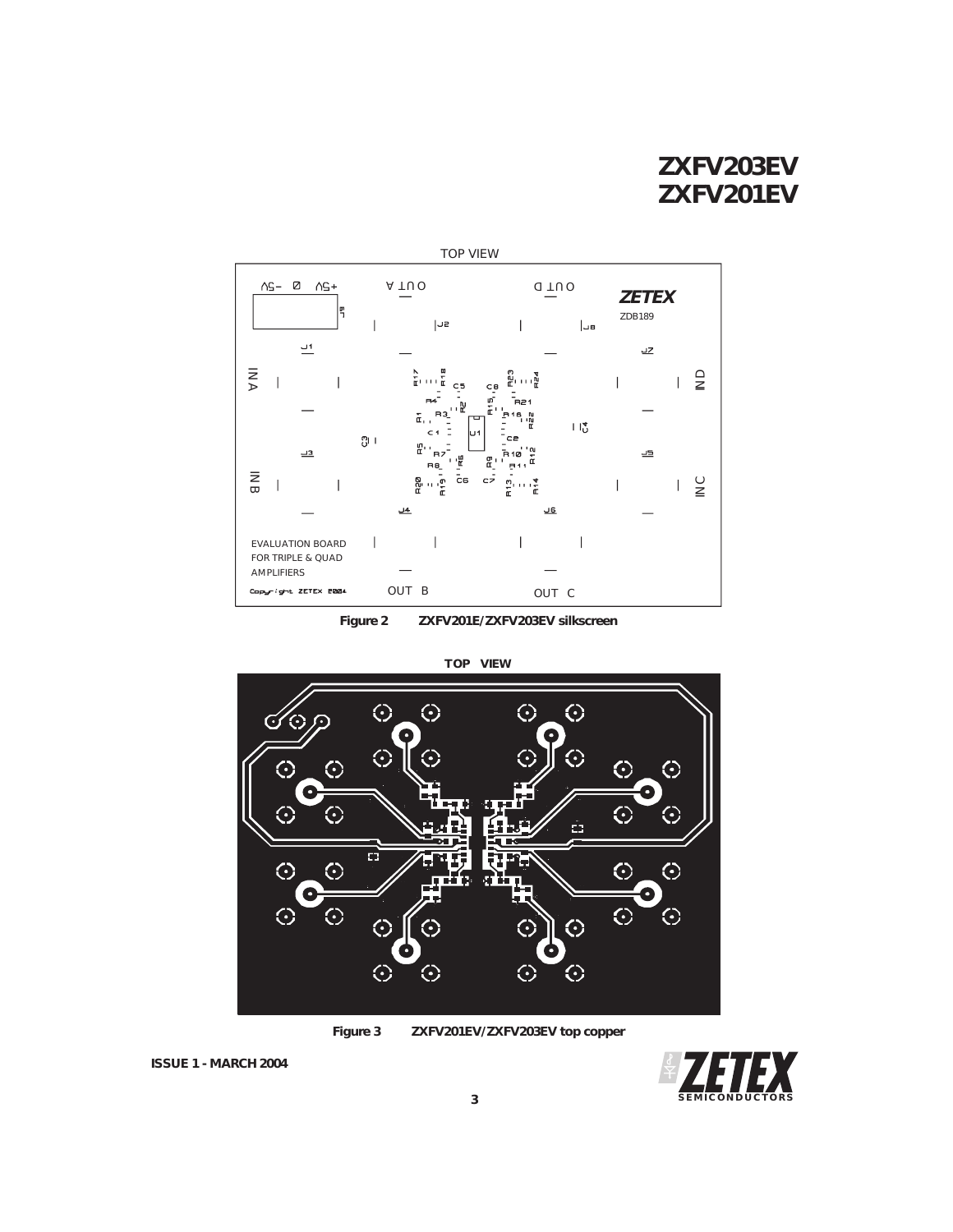# ZXFV203EV
# ZXFV201EV

TOP VIEW

Figure 2 ZXFV201E/ZXFV203EV silkscreen

TOP VIEW

Figure 3 ZXFV201EV/ZXFV203EV top copper

ISSUE 1 - MARCH 2004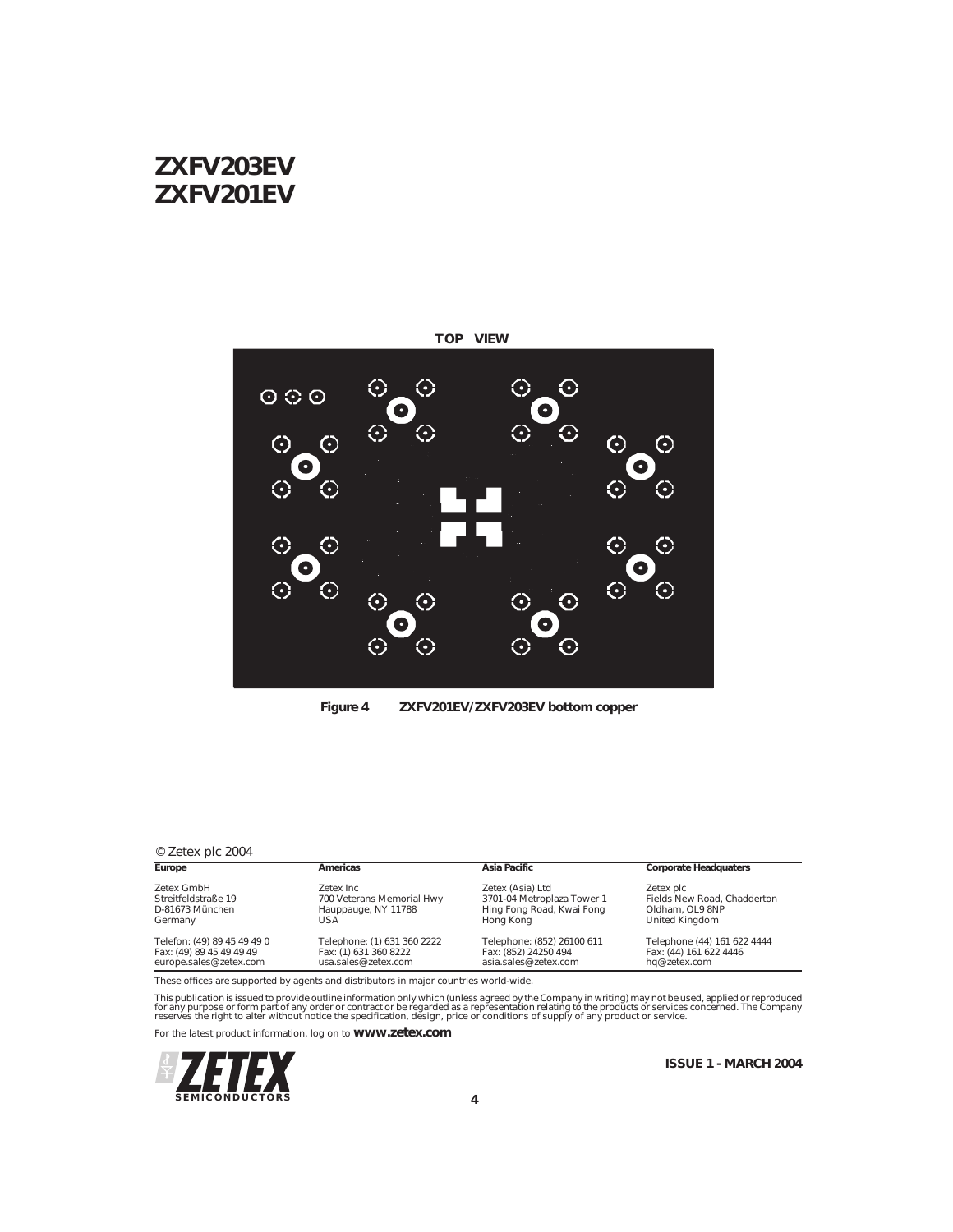# ZXFV203EV
# ZXFV201EV

TOP VIEW

Figure 4 ZXFV201EV/ZXFV203EV bottom copper

© Zetex plc 2004

| Europe | Americas | Asia Pacific | Corporate Headquaters |
|---|---|---|---|
| Zetex GmbH<br>Streitfeldstraße 19<br>D-81673 München<br>Germany | Zetex Inc<br>700 Veterans Memorial Hwy<br>Hauppauge, NY 11788<br>USA | Zetex (Asia) Ltd<br>3701-04 Metroplaza Tower 1<br>Hing Fong Road, Kwai Fong<br>Hong Kong | Zetex plc<br>Fields New Road, Chadderton<br>Oldham, OL9 8NP<br>United Kingdom |
| Telefon: (49) 89 45 49 49 0<br>Fax: (49) 89 45 49 49 49<br>europe.sales@zetex.com | Telephone: (1) 631 360 2222<br>Fax: (1) 631 360 8222<br>usa.sales@zetex.com | Telephone: (852) 26100 611<br>Fax: (852) 24250 494<br>asia.sales@zetex.com | Telephone (44) 161 622 4444<br>Fax: (44) 161 622 4446<br>hq@zetex.com |

These offices are supported by agents and distributors in major countries world-wide.

This publication is issued to provide outline information only which (unless agreed by the Company in writing) may not be used, applied or reproduced for any purpose or form part of any order or contract or be regarded as a representation relating to the products or services concerned. The Company reserves the right to alter without notice the specification, design, price or conditions of supply of any product or service.

For the latest product information, log on to **www.zetex.com**

ZETEX SEMICONDUCTORS

ISSUE 1 - MARCH 2004